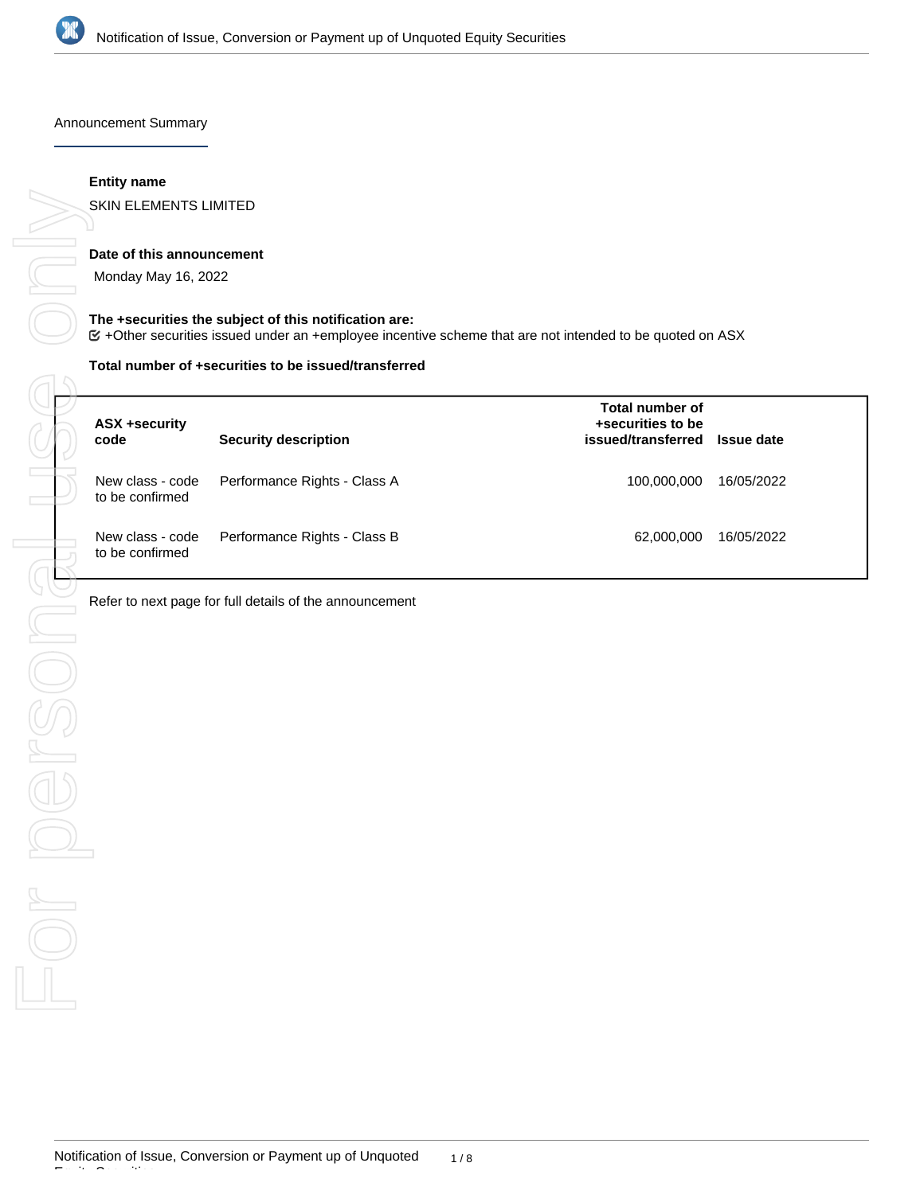## Announcement Summary

**Entity name**

SKIN ELEMENTS LIMITED

**Date of this announcement**

Monday May 16, 2022

**The +securities the subject of this notification are:**

☑ +Other securities issued under an +employee incentive scheme that are not intended to be quoted on ASX

**Total number of +securities to be issued/transferred**

| ASX +security code | Security description | Total number of +securities to be issued/transferred | Issue date |
|---|---|---|---|
| New class - code to be confirmed | Performance Rights - Class A | 100,000,000 | 16/05/2022 |
| New class - code to be confirmed | Performance Rights - Class B | 62,000,000 | 16/05/2022 |

Refer to next page for full details of the announcement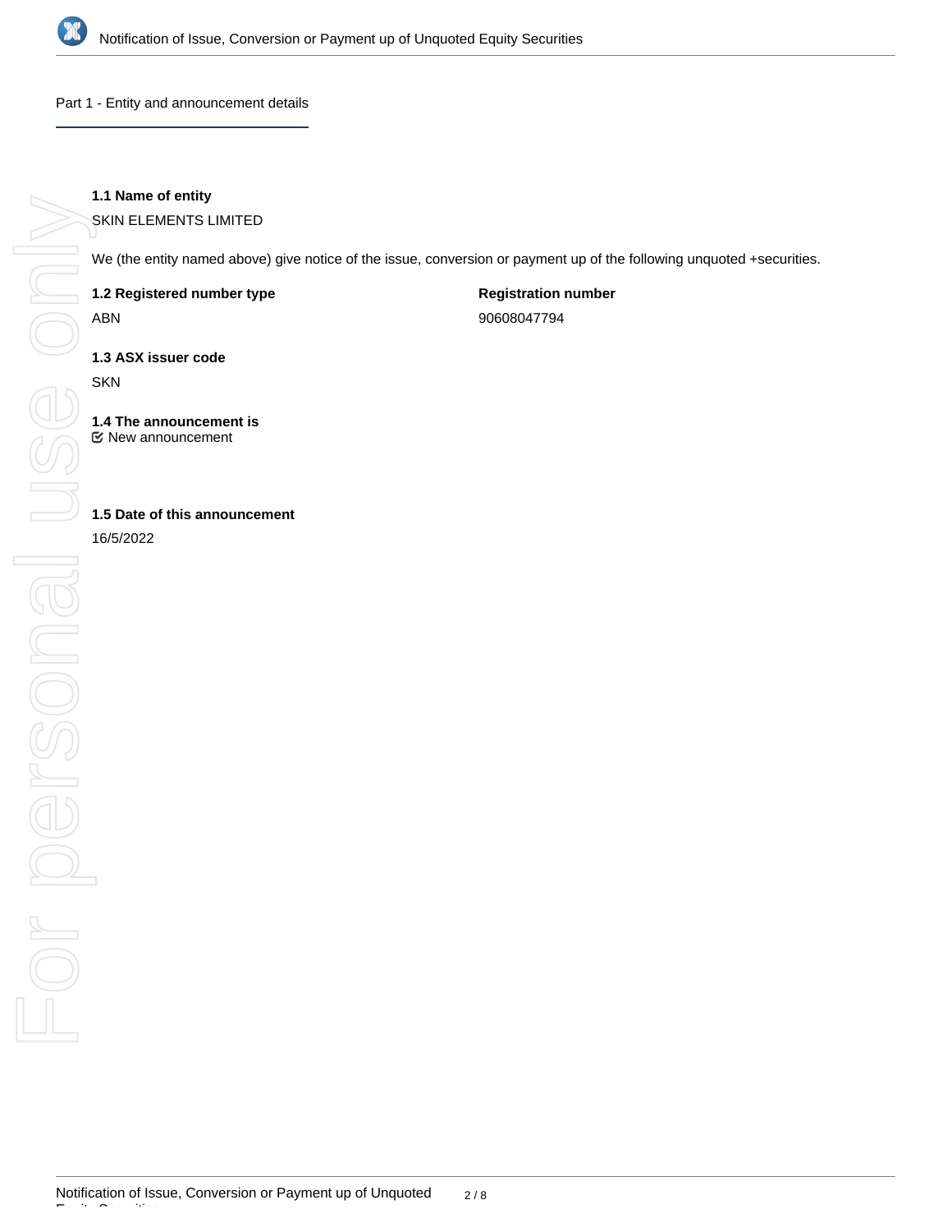## Part 1 - Entity and announcement details

**1.1 Name of entity**

SKIN ELEMENTS LIMITED

We (the entity named above) give notice of the issue, conversion or payment up of the following unquoted +securities.

**1.2 Registered number type**

ABN

**Registration number**

90608047794

**1.3 ASX issuer code**

SKN

**1.4 The announcement is**

☑ New announcement

**1.5 Date of this announcement**

16/5/2022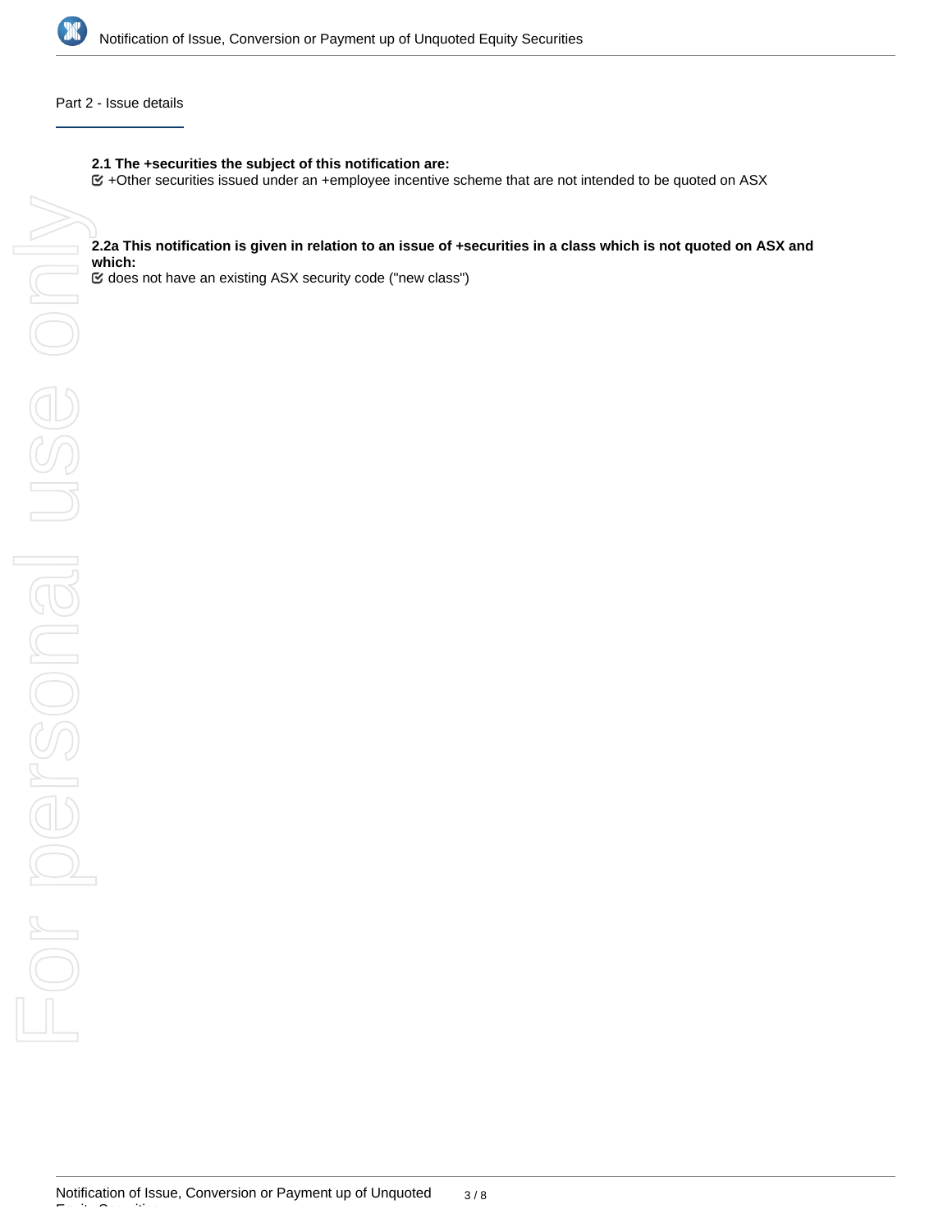## Part 2 - Issue details

**2.1 The +securities the subject of this notification are:**

☑ +Other securities issued under an +employee incentive scheme that are not intended to be quoted on ASX

**2.2a This notification is given in relation to an issue of +securities in a class which is not quoted on ASX and which:**

☑ does not have an existing ASX security code ("new class")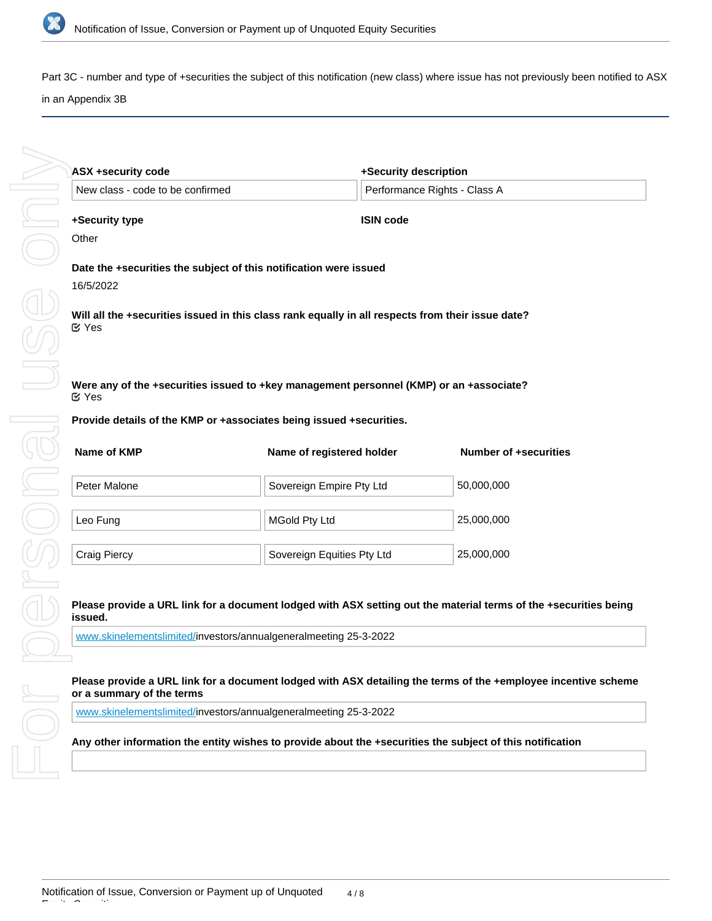Part 3C - number and type of +securities the subject of this notification (new class) where issue has not previously been notified to ASX in an Appendix 3B

**ASX +security code**

New class - code to be confirmed

**+Security description**

Performance Rights - Class A

**+Security type**

Other

**ISIN code**

**Date the +securities the subject of this notification were issued**

16/5/2022

**Will all the +securities issued in this class rank equally in all respects from their issue date?**

Yes

**Were any of the +securities issued to +key management personnel (KMP) or an +associate?**

Yes

**Provide details of the KMP or +associates being issued +securities.**

| Name of KMP | Name of registered holder | Number of +securities |
|---|---|---|
| Peter Malone | Sovereign Empire Pty Ltd | 50,000,000 |
| Leo Fung | MGold Pty Ltd | 25,000,000 |
| Craig Piercy | Sovereign Equities Pty Ltd | 25,000,000 |

**Please provide a URL link for a document lodged with ASX setting out the material terms of the +securities being issued.**

www.skinelementslimited/investors/annualgeneralmeeting 25-3-2022

**Please provide a URL link for a document lodged with ASX detailing the terms of the +employee incentive scheme or a summary of the terms**

www.skinelementslimited/investors/annualgeneralmeeting 25-3-2022

**Any other information the entity wishes to provide about the +securities the subject of this notification**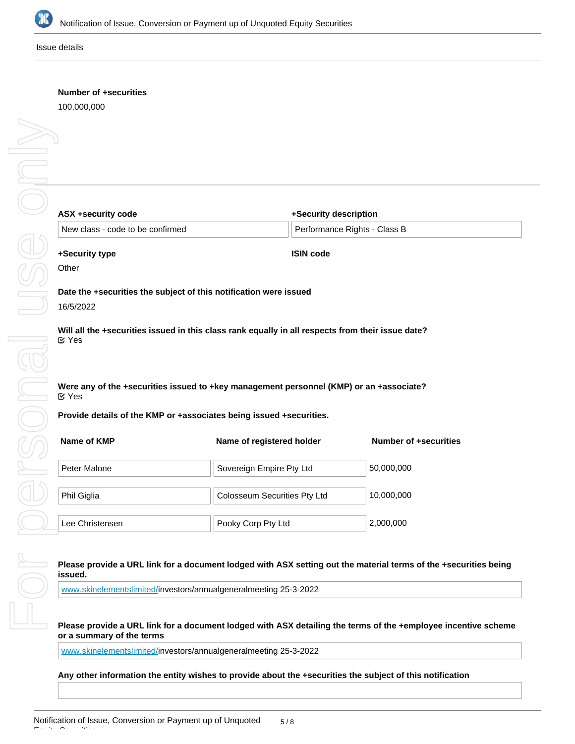Issue details

**Number of +securities**

100,000,000

**ASX +security code**

New class - code to be confirmed

**+Security description**

Performance Rights - Class B

**+Security type**

Other

**ISIN code**

**Date the +securities the subject of this notification were issued**

16/5/2022

**Will all the +securities issued in this class rank equally in all respects from their issue date?**

☑ Yes

**Were any of the +securities issued to +key management personnel (KMP) or an +associate?**

☑ Yes

**Provide details of the KMP or +associates being issued +securities.**

| Name of KMP | Name of registered holder | Number of +securities |
| --- | --- | --- |
| Peter Malone | Sovereign Empire Pty Ltd | 50,000,000 |
| Phil Giglia | Colosseum Securities Pty Ltd | 10,000,000 |
| Lee Christensen | Pooky Corp Pty Ltd | 2,000,000 |

**Please provide a URL link for a document lodged with ASX setting out the material terms of the +securities being issued.**

www.skinelementslimited/investors/annualgeneralmeeting 25-3-2022

**Please provide a URL link for a document lodged with ASX detailing the terms of the +employee incentive scheme or a summary of the terms**

www.skinelementslimited/investors/annualgeneralmeeting 25-3-2022

**Any other information the entity wishes to provide about the +securities the subject of this notification**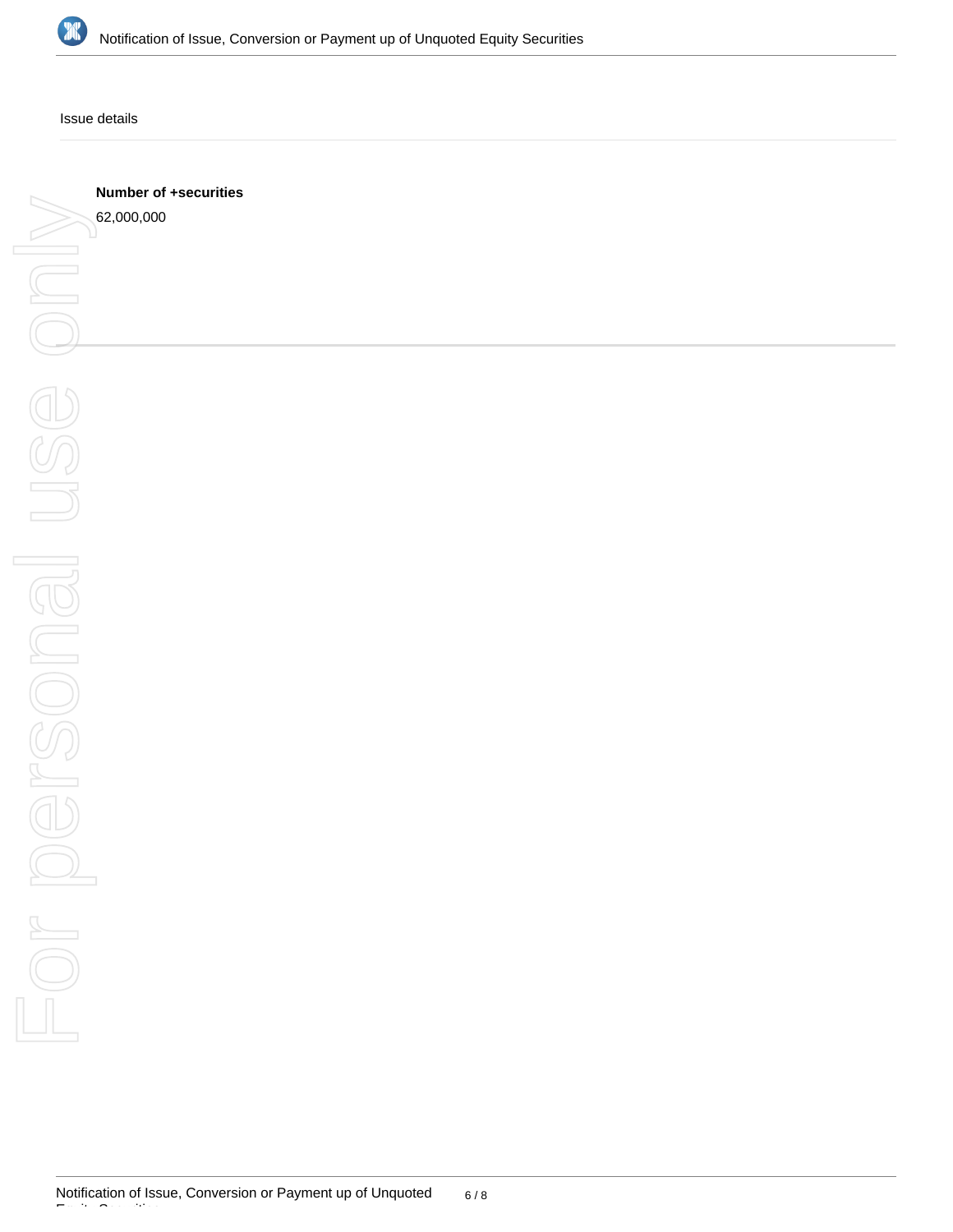Issue details

**Number of +securities**

62,000,000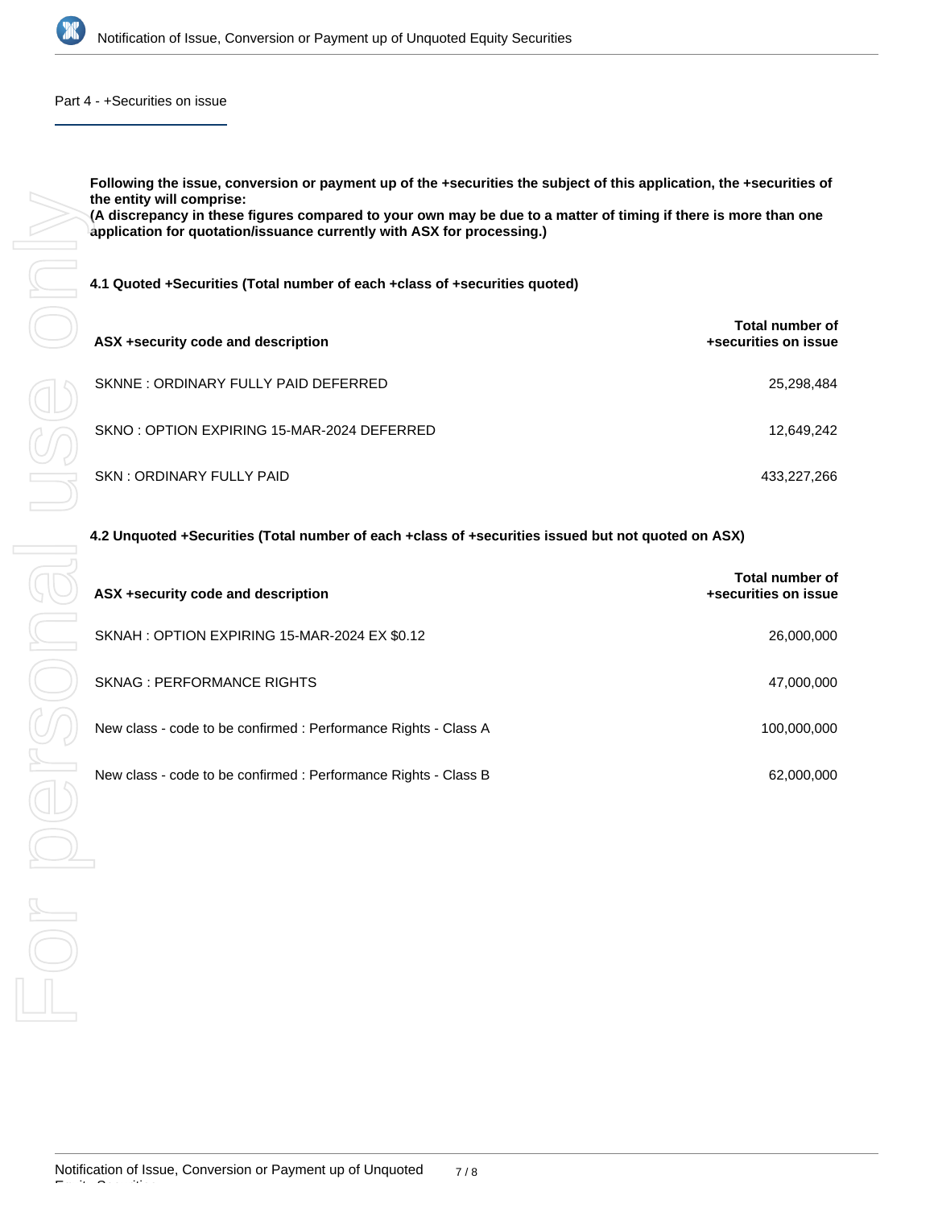## Part 4 - +Securities on issue

**Following the issue, conversion or payment up of the +securities the subject of this application, the +securities of the entity will comprise:**
**(A discrepancy in these figures compared to your own may be due to a matter of timing if there is more than one application for quotation/issuance currently with ASX for processing.)**

**4.1 Quoted +Securities (Total number of each +class of +securities quoted)**

| ASX +security code and description | Total number of +securities on issue |
| --- | --- |
| SKNNE : ORDINARY FULLY PAID DEFERRED | 25,298,484 |
| SKNO : OPTION EXPIRING 15-MAR-2024 DEFERRED | 12,649,242 |
| SKN : ORDINARY FULLY PAID | 433,227,266 |

**4.2 Unquoted +Securities (Total number of each +class of +securities issued but not quoted on ASX)**

| ASX +security code and description | Total number of +securities on issue |
| --- | --- |
| SKNAH : OPTION EXPIRING 15-MAR-2024 EX $0.12 | 26,000,000 |
| SKNAG : PERFORMANCE RIGHTS | 47,000,000 |
| New class - code to be confirmed : Performance Rights - Class A | 100,000,000 |
| New class - code to be confirmed : Performance Rights - Class B | 62,000,000 |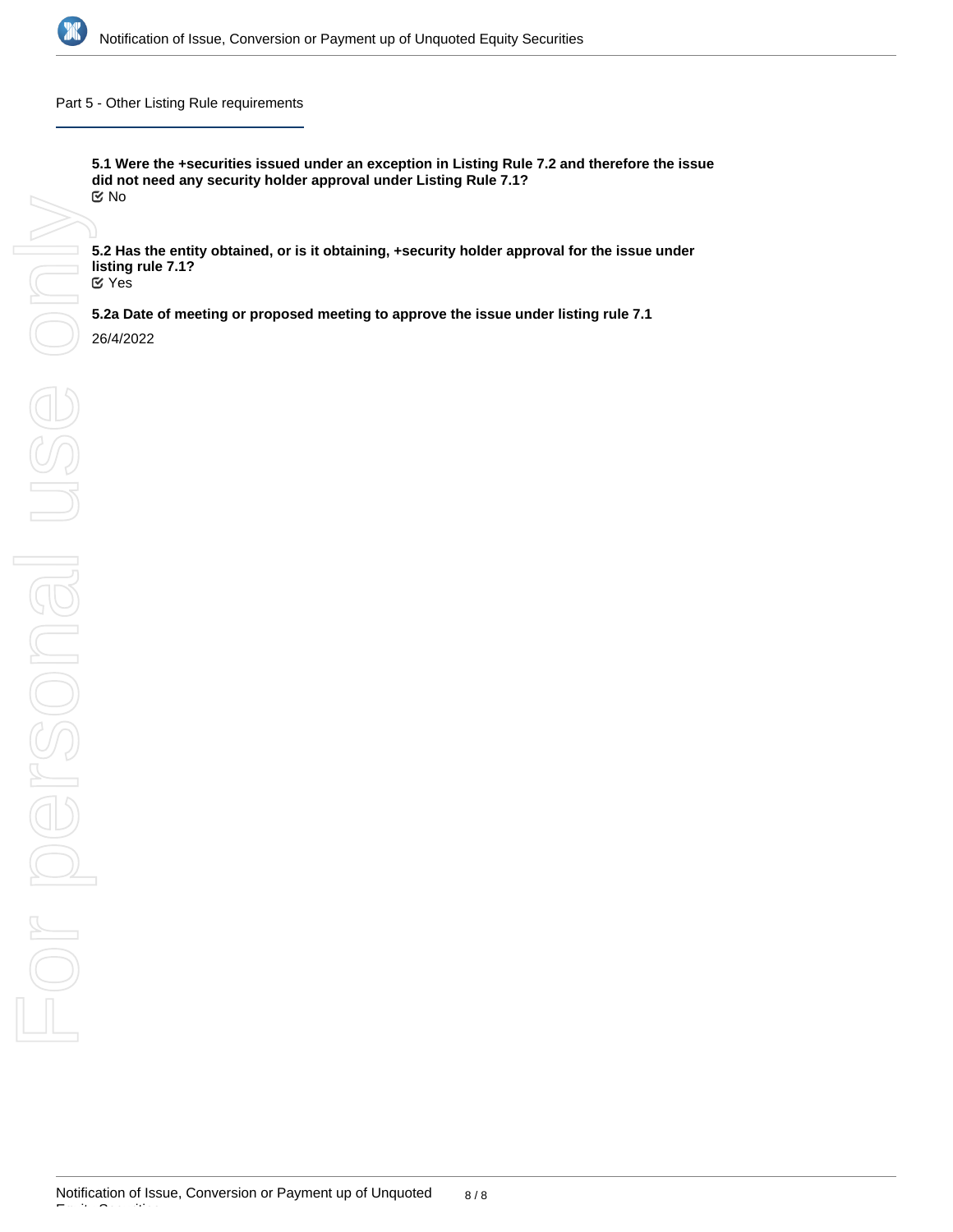## Part 5 - Other Listing Rule requirements

**5.1 Were the +securities issued under an exception in Listing Rule 7.2 and therefore the issue did not need any security holder approval under Listing Rule 7.1?**

☑ No

**5.2 Has the entity obtained, or is it obtaining, +security holder approval for the issue under listing rule 7.1?**

☑ Yes

**5.2a Date of meeting or proposed meeting to approve the issue under listing rule 7.1**

26/4/2022